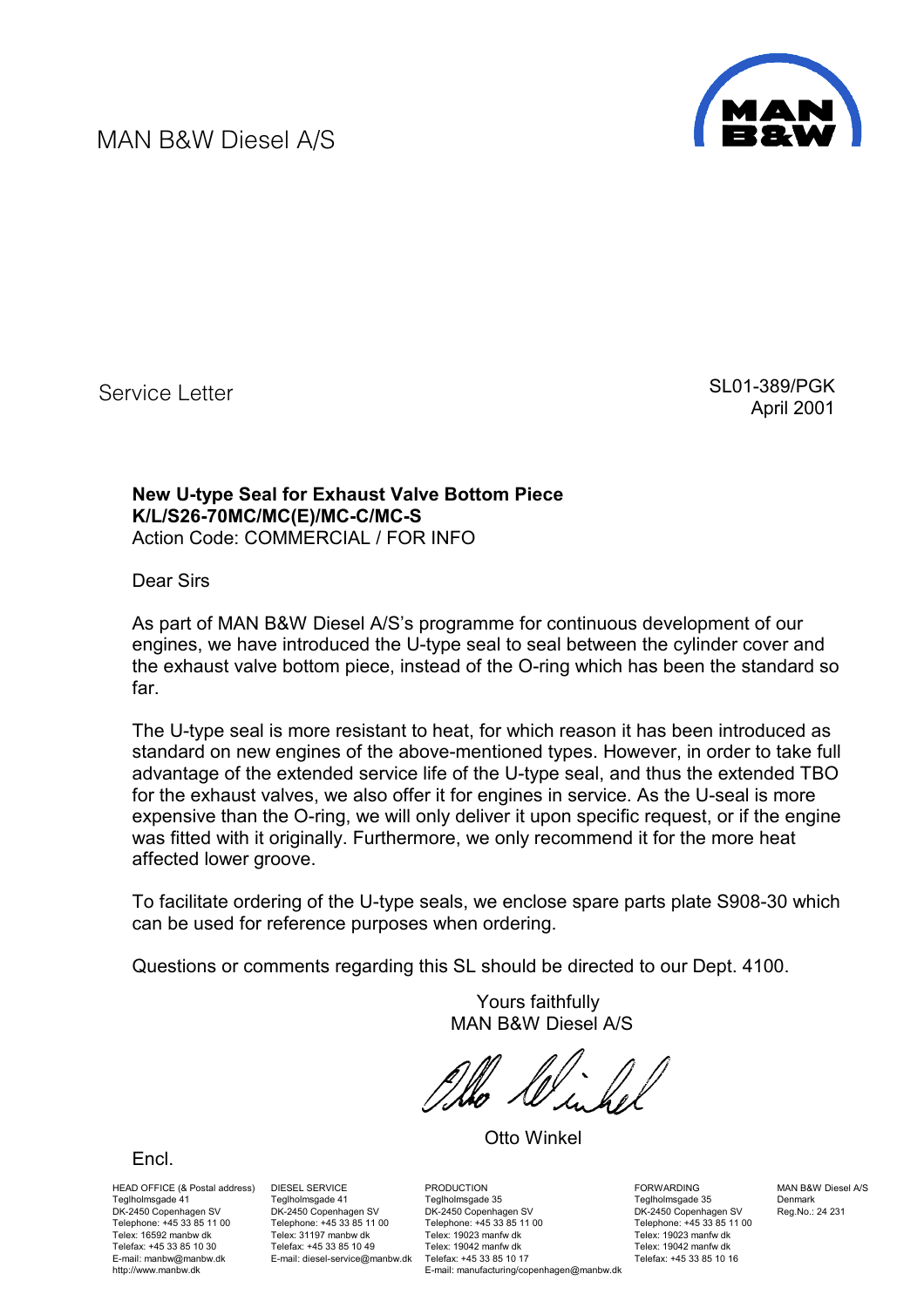MAN B&W Diesel A/S

Service Letter

SL01-389/PGK
April 2001

**New U-type Seal for Exhaust Valve Bottom Piece**
**K/L/S26-70MC/MC(E)/MC-C/MC-S**
Action Code: COMMERCIAL / FOR INFO

Dear Sirs

As part of MAN B&W Diesel A/S's programme for continuous development of our engines, we have introduced the U-type seal to seal between the cylinder cover and the exhaust valve bottom piece, instead of the O-ring which has been the standard so far.

The U-type seal is more resistant to heat, for which reason it has been introduced as standard on new engines of the above-mentioned types. However, in order to take full advantage of the extended service life of the U-type seal, and thus the extended TBO for the exhaust valves, we also offer it for engines in service. As the U-seal is more expensive than the O-ring, we will only deliver it upon specific request, or if the engine was fitted with it originally. Furthermore, we only recommend it for the more heat affected lower groove.

To facilitate ordering of the U-type seals, we enclose spare parts plate S908-30 which can be used for reference purposes when ordering.

Questions or comments regarding this SL should be directed to our Dept. 4100.

Yours faithfully
MAN B&W Diesel A/S

Otto Winkel

Encl.

HEAD OFFICE (& Postal address)
Teglholmsgade 41
DK-2450 Copenhagen SV
Telephone: +45 33 85 11 00
Telex: 16592 manbw dk
Telefax: +45 33 85 10 30
E-mail: manbw@manbw.dk
http://www.manbw.dk

DIESEL SERVICE
Teglholmsgade 41
DK-2450 Copenhagen SV
Telephone: +45 33 85 11 00
Telex: 31197 manbw dk
Telefax: +45 33 85 10 49
E-mail: diesel-service@manbw.dk

PRODUCTION
Teglholmsgade 35
DK-2450 Copenhagen SV
Telephone: +45 33 85 11 00
Telex: 19023 manfw dk
Telex: 19042 manfw dk
Telefax: +45 33 85 10 17
E-mail: manufacturing/copenhagen@manbw.dk

FORWARDING
Teglholmsgade 35
DK-2450 Copenhagen SV
Telephone: +45 33 85 11 00
Telex: 19023 manfw dk
Telex: 19042 manfw dk
Telefax: +45 33 85 10 16

MAN B&W Diesel A/S
Denmark
Reg.No.: 24 231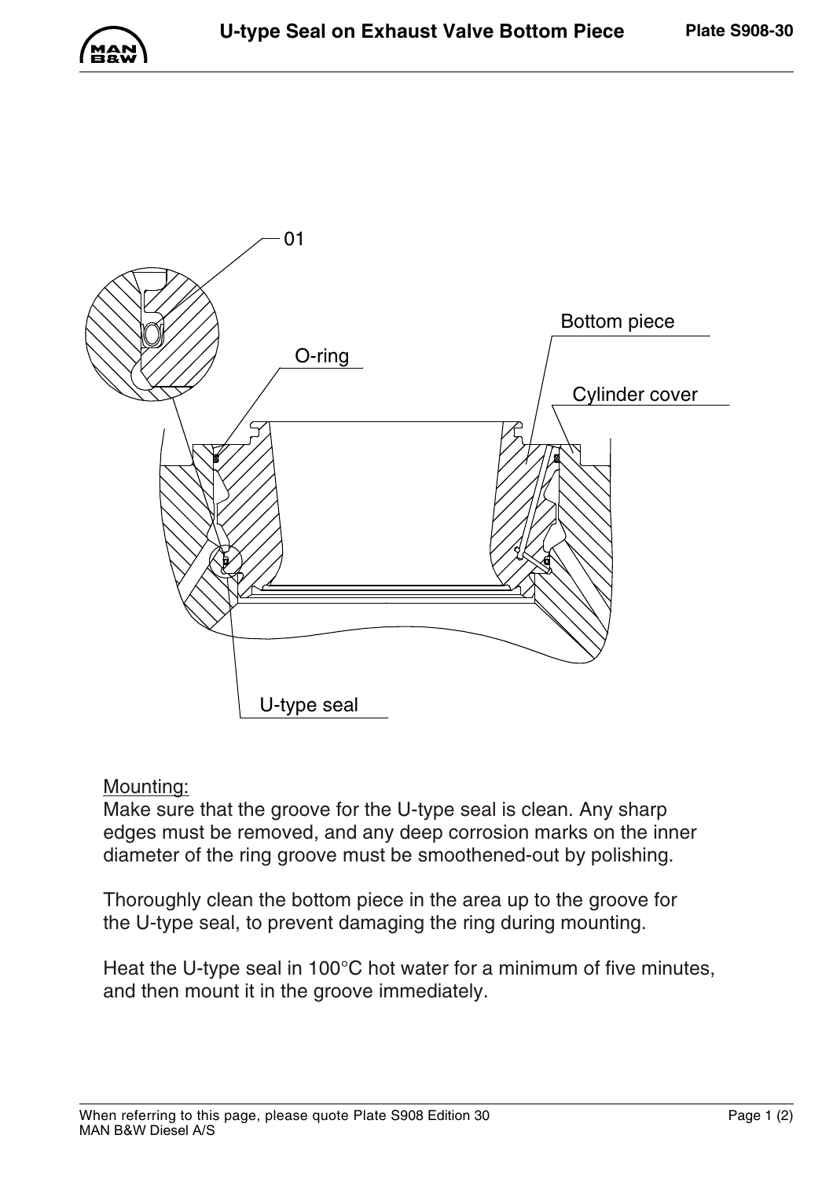# U-type Seal on Exhaust Valve Bottom Piece

Plate S908-30

01

Bottom piece

O-ring

Cylinder cover

U-type seal

<u>Mounting:</u>

Make sure that the groove for the U-type seal is clean. Any sharp edges must be removed, and any deep corrosion marks on the inner diameter of the ring groove must be smoothened-out by polishing.

Thoroughly clean the bottom piece in the area up to the groove for the U-type seal, to prevent damaging the ring during mounting.

Heat the U-type seal in 100°C hot water for a minimum of five minutes, and then mount it in the groove immediately.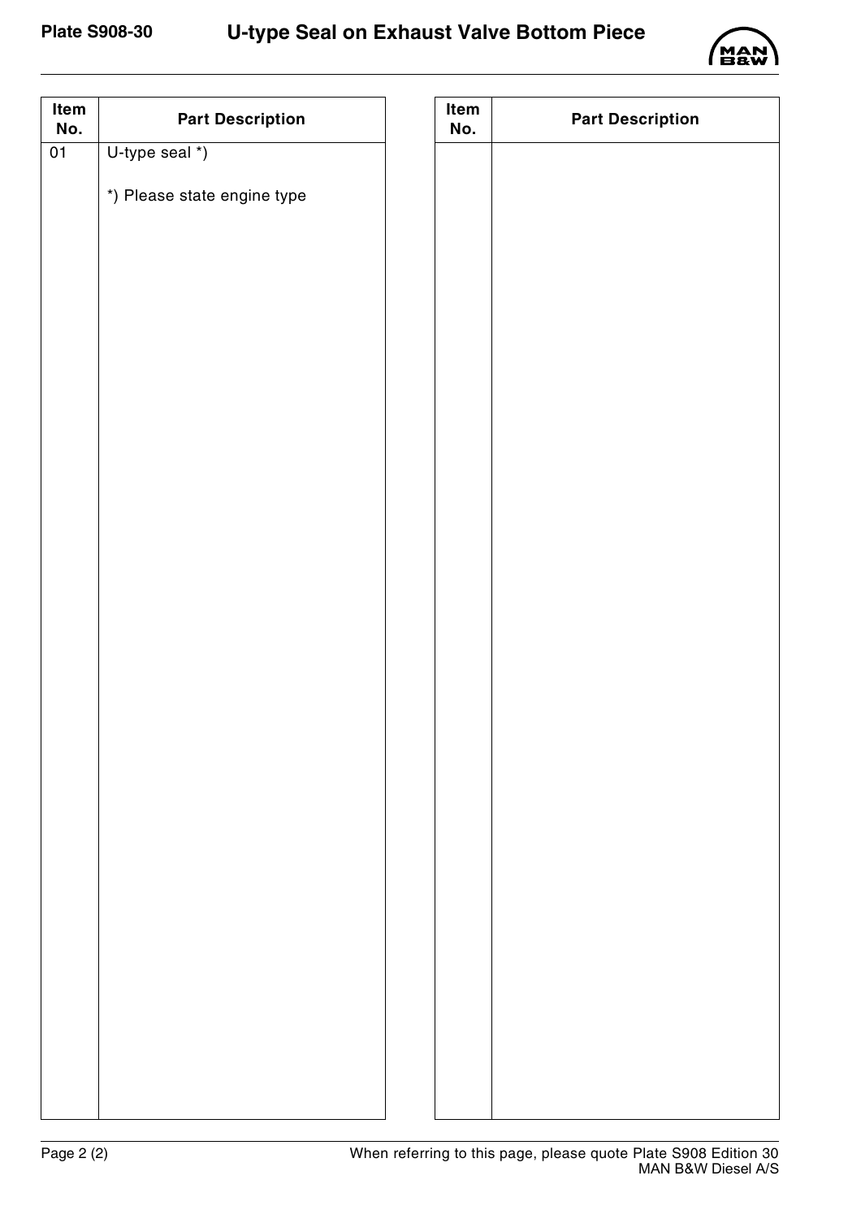# U-type Seal on Exhaust Valve Bottom Piece

| Item No. | Part Description |
| --- | --- |
| 01 | U-type seal *) |
| | *) Please state engine type |

| Item No. | Part Description |
| --- | --- |
| | |

When referring to this page, please quote Plate S908 Edition 30
MAN B&W Diesel A/S